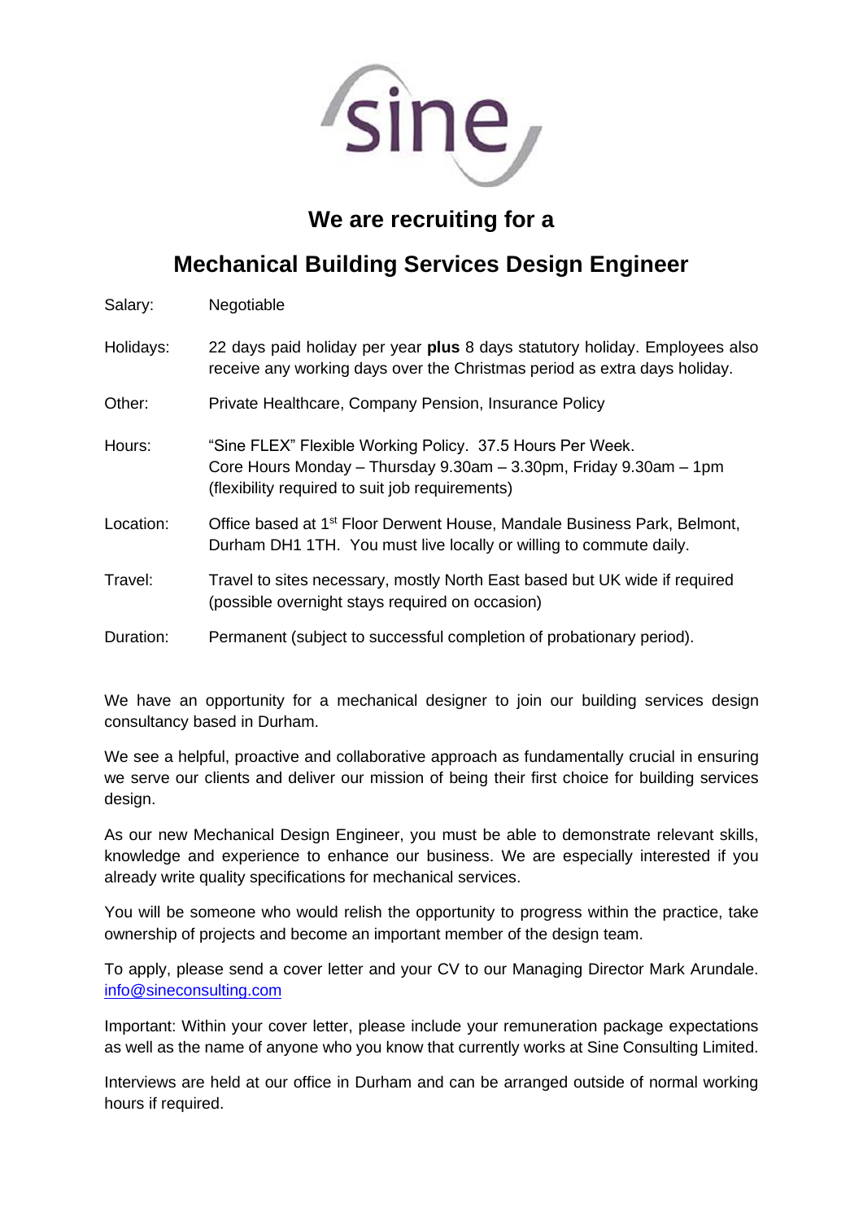sine

# We are recruiting for a

## Mechanical Building Services Design Engineer

| | |
|---|---|
| Salary: | Negotiable |
| Holidays: | 22 days paid holiday per year **plus** 8 days statutory holiday. Employees also receive any working days over the Christmas period as extra days holiday. |
| Other: | Private Healthcare, Company Pension, Insurance Policy |
| Hours: | "Sine FLEX" Flexible Working Policy. 37.5 Hours Per Week. Core Hours Monday – Thursday 9.30am – 3.30pm, Friday 9.30am – 1pm (flexibility required to suit job requirements) |
| Location: | Office based at 1st Floor Derwent House, Mandale Business Park, Belmont, Durham DH1 1TH. You must live locally or willing to commute daily. |
| Travel: | Travel to sites necessary, mostly North East based but UK wide if required (possible overnight stays required on occasion) |
| Duration: | Permanent (subject to successful completion of probationary period). |

We have an opportunity for a mechanical designer to join our building services design consultancy based in Durham.

We see a helpful, proactive and collaborative approach as fundamentally crucial in ensuring we serve our clients and deliver our mission of being their first choice for building services design.

As our new Mechanical Design Engineer, you must be able to demonstrate relevant skills, knowledge and experience to enhance our business. We are especially interested if you already write quality specifications for mechanical services.

You will be someone who would relish the opportunity to progress within the practice, take ownership of projects and become an important member of the design team.

To apply, please send a cover letter and your CV to our Managing Director Mark Arundale. info@sineconsulting.com

Important: Within your cover letter, please include your remuneration package expectations as well as the name of anyone who you know that currently works at Sine Consulting Limited.

Interviews are held at our office in Durham and can be arranged outside of normal working hours if required.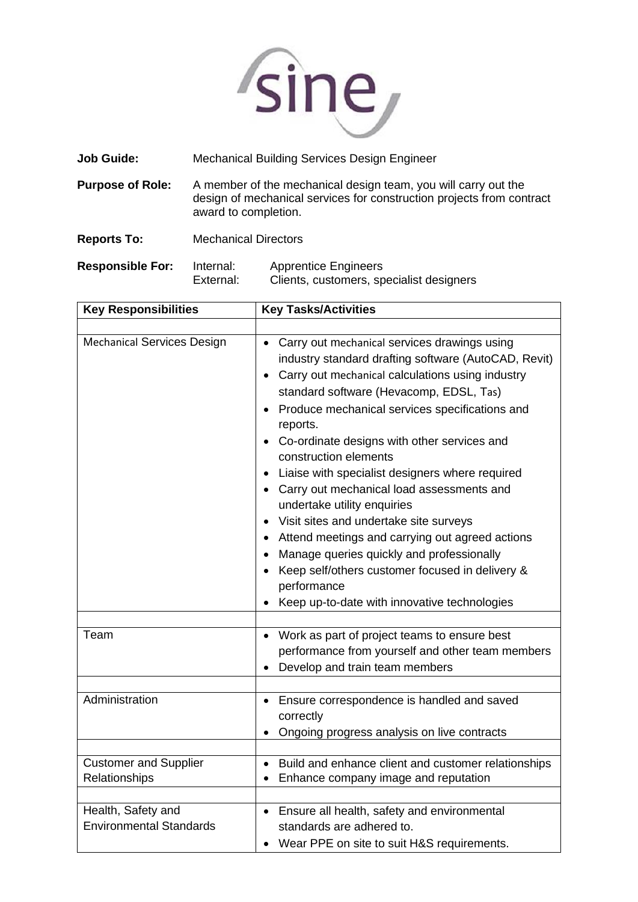**Job Guide:** Mechanical Building Services Design Engineer

**Purpose of Role:** A member of the mechanical design team, you will carry out the design of mechanical services for construction projects from contract award to completion.

**Reports To:** Mechanical Directors

**Responsible For:** Internal: Apprentice Engineers
External: Clients, customers, specialist designers

| Key Responsibilities | Key Tasks/Activities |
|---|---|
| | |
| Mechanical Services Design | • Carry out mechanical services drawings using industry standard drafting software (AutoCAD, Revit)<br>• Carry out mechanical calculations using industry standard software (Hevacomp, EDSL, Tas)<br>• Produce mechanical services specifications and reports.<br>• Co-ordinate designs with other services and construction elements<br>• Liaise with specialist designers where required<br>• Carry out mechanical load assessments and undertake utility enquiries<br>• Visit sites and undertake site surveys<br>• Attend meetings and carrying out agreed actions<br>• Manage queries quickly and professionally<br>• Keep self/others customer focused in delivery & performance<br>• Keep up-to-date with innovative technologies |
| | |
| Team | • Work as part of project teams to ensure best performance from yourself and other team members<br>• Develop and train team members |
| | |
| Administration | • Ensure correspondence is handled and saved correctly<br>• Ongoing progress analysis on live contracts |
| | |
| Customer and Supplier Relationships | • Build and enhance client and customer relationships<br>• Enhance company image and reputation |
| | |
| Health, Safety and Environmental Standards | • Ensure all health, safety and environmental standards are adhered to.<br>• Wear PPE on site to suit H&S requirements. |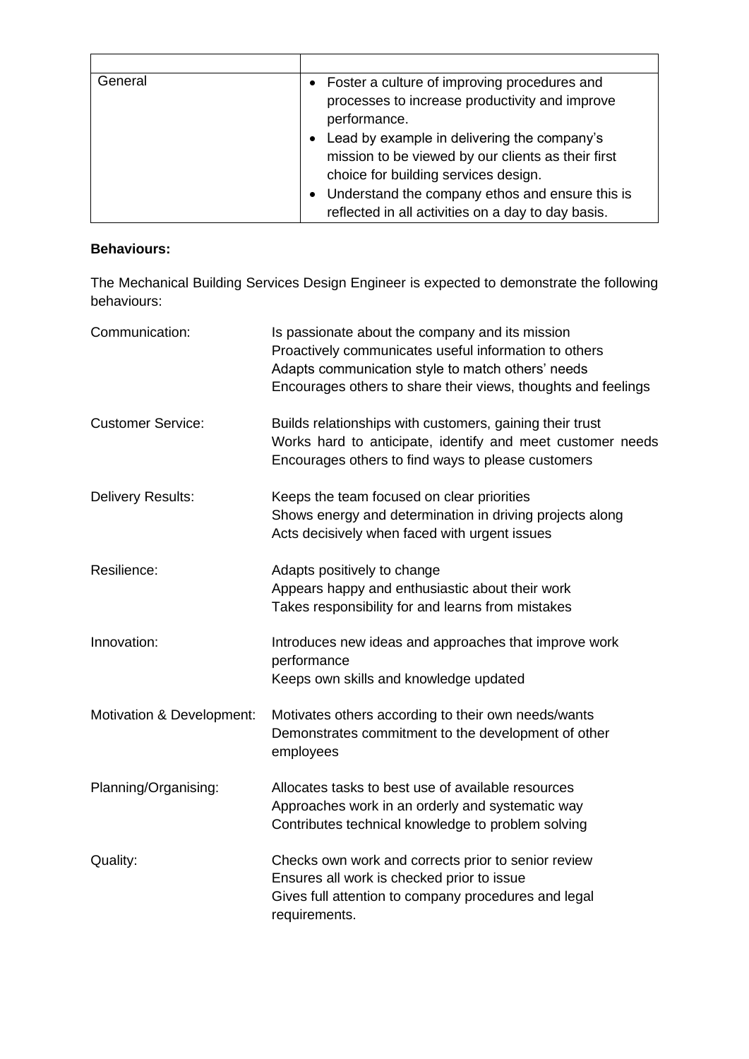| | |
|---|---|
| General | • Foster a culture of improving procedures and processes to increase productivity and improve performance.<br>• Lead by example in delivering the company's mission to be viewed by our clients as their first choice for building services design.<br>• Understand the company ethos and ensure this is reflected in all activities on a day to day basis. |

**Behaviours:**

The Mechanical Building Services Design Engineer is expected to demonstrate the following behaviours:

| | |
|---|---|
| Communication: | Is passionate about the company and its mission<br>Proactively communicates useful information to others<br>Adapts communication style to match others' needs<br>Encourages others to share their views, thoughts and feelings |
| Customer Service: | Builds relationships with customers, gaining their trust<br>Works hard to anticipate, identify and meet customer needs<br>Encourages others to find ways to please customers |
| Delivery Results: | Keeps the team focused on clear priorities<br>Shows energy and determination in driving projects along<br>Acts decisively when faced with urgent issues |
| Resilience: | Adapts positively to change<br>Appears happy and enthusiastic about their work<br>Takes responsibility for and learns from mistakes |
| Innovation: | Introduces new ideas and approaches that improve work performance<br>Keeps own skills and knowledge updated |
| Motivation & Development: | Motivates others according to their own needs/wants<br>Demonstrates commitment to the development of other employees |
| Planning/Organising: | Allocates tasks to best use of available resources<br>Approaches work in an orderly and systematic way<br>Contributes technical knowledge to problem solving |
| Quality: | Checks own work and corrects prior to senior review<br>Ensures all work is checked prior to issue<br>Gives full attention to company procedures and legal requirements. |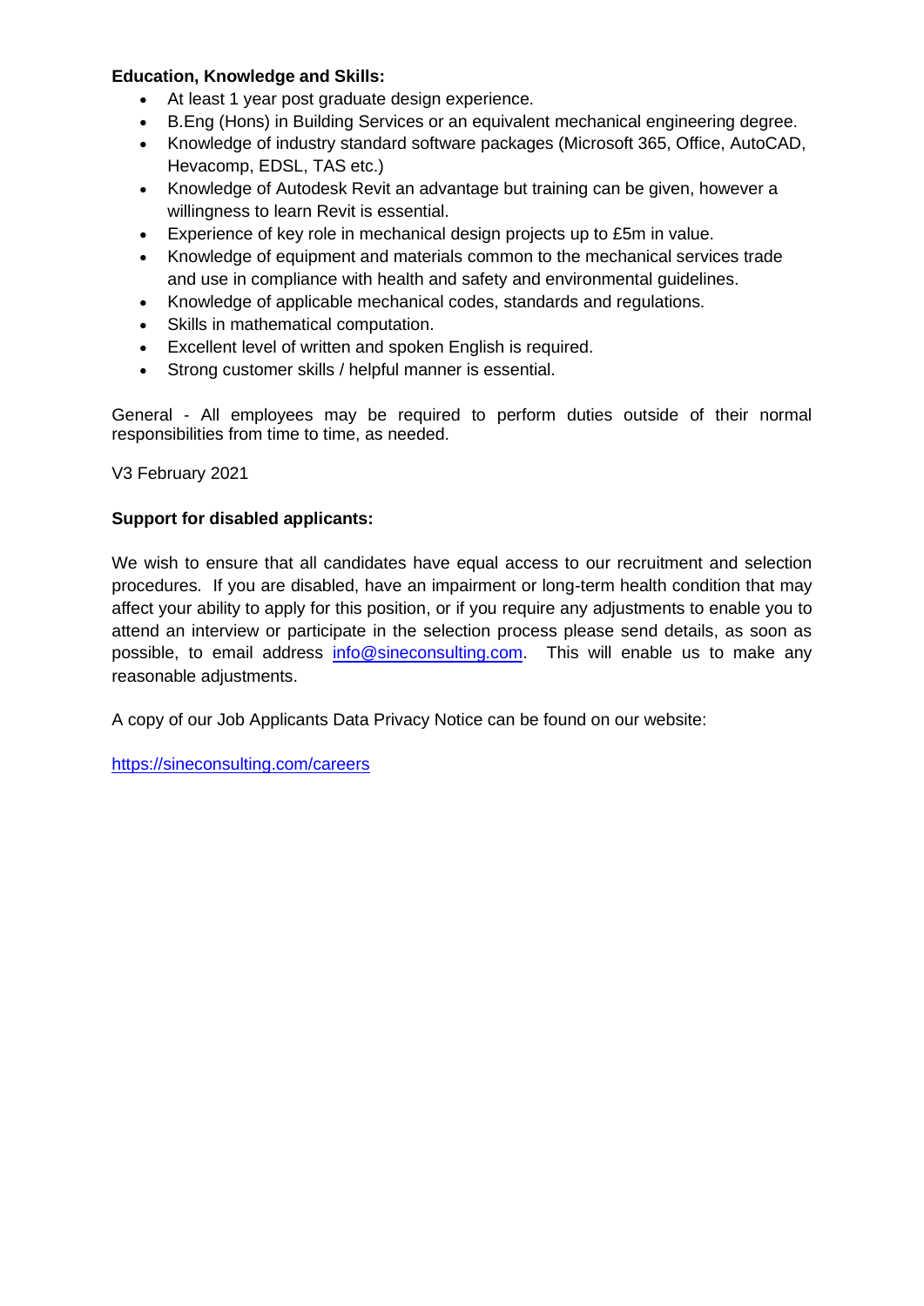**Education, Knowledge and Skills:**

- At least 1 year post graduate design experience.
- B.Eng (Hons) in Building Services or an equivalent mechanical engineering degree.
- Knowledge of industry standard software packages (Microsoft 365, Office, AutoCAD, Hevacomp, EDSL, TAS etc.)
- Knowledge of Autodesk Revit an advantage but training can be given, however a willingness to learn Revit is essential.
- Experience of key role in mechanical design projects up to £5m in value.
- Knowledge of equipment and materials common to the mechanical services trade and use in compliance with health and safety and environmental guidelines.
- Knowledge of applicable mechanical codes, standards and regulations.
- Skills in mathematical computation.
- Excellent level of written and spoken English is required.
- Strong customer skills / helpful manner is essential.

General - All employees may be required to perform duties outside of their normal responsibilities from time to time, as needed.

V3 February 2021

**Support for disabled applicants:**

We wish to ensure that all candidates have equal access to our recruitment and selection procedures. If you are disabled, have an impairment or long-term health condition that may affect your ability to apply for this position, or if you require any adjustments to enable you to attend an interview or participate in the selection process please send details, as soon as possible, to email address info@sineconsulting.com. This will enable us to make any reasonable adjustments.

A copy of our Job Applicants Data Privacy Notice can be found on our website:

https://sineconsulting.com/careers